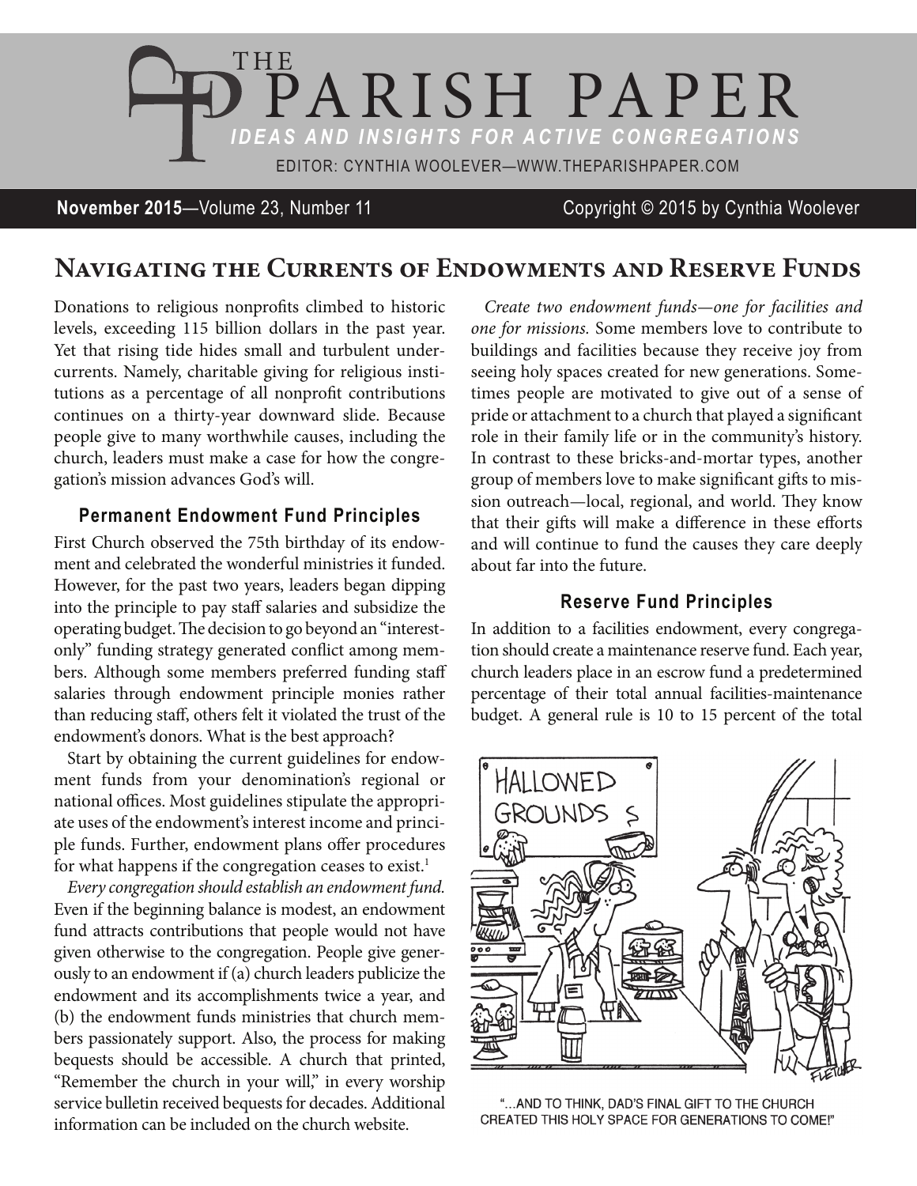# THE PARISH PAPER

*IDEAS AND INSIGHTS FOR ACTIVE CONGREGATIONS*

EDITOR: CYNTHIA WOOLEVER—WWW.THEPARISHPAPER.COM

**November 2015**—Volume 23, Number 11 Copyright © 2015 by Cynthia Woolever

## Navigating the Currents of Endowments and Reserve Funds

Donations to religious nonprofits climbed to historic levels, exceeding 115 billion dollars in the past year. Yet that rising tide hides small and turbulent undercurrents. Namely, charitable giving for religious institutions as a percentage of all nonprofit contributions continues on a thirty-year downward slide. Because people give to many worthwhile causes, including the church, leaders must make a case for how the congregation's mission advances God's will.

### Permanent Endowment Fund Principles

First Church observed the 75th birthday of its endowment and celebrated the wonderful ministries it funded. However, for the past two years, leaders began dipping into the principle to pay staff salaries and subsidize the operating budget. The decision to go beyond an "interest-only" funding strategy generated conflict among members. Although some members preferred funding staff salaries through endowment principle monies rather than reducing staff, others felt it violated the trust of the endowment's donors. What is the best approach?

Start by obtaining the current guidelines for endowment funds from your denomination's regional or national offices. Most guidelines stipulate the appropriate uses of the endowment's interest income and principle funds. Further, endowment plans offer procedures for what happens if the congregation ceases to exist.[1]

*Every congregation should establish an endowment fund.* Even if the beginning balance is modest, an endowment fund attracts contributions that people would not have given otherwise to the congregation. People give generously to an endowment if (a) church leaders publicize the endowment and its accomplishments twice a year, and (b) the endowment funds ministries that church members passionately support. Also, the process for making bequests should be accessible. A church that printed, "Remember the church in your will," in every worship service bulletin received bequests for decades. Additional information can be included on the church website.

*Create two endowment funds—one for facilities and one for missions.* Some members love to contribute to buildings and facilities because they receive joy from seeing holy spaces created for new generations. Sometimes people are motivated to give out of a sense of pride or attachment to a church that played a significant role in their family life or in the community's history. In contrast to these bricks-and-mortar types, another group of members love to make significant gifts to mission outreach—local, regional, and world. They know that their gifts will make a difference in these efforts and will continue to fund the causes they care deeply about far into the future.

### Reserve Fund Principles

In addition to a facilities endowment, every congregation should create a maintenance reserve fund. Each year, church leaders place in an escrow fund a predetermined percentage of their total annual facilities-maintenance budget. A general rule is 10 to 15 percent of the total

"...AND TO THINK, DAD'S FINAL GIFT TO THE CHURCH CREATED THIS HOLY SPACE FOR GENERATIONS TO COME!"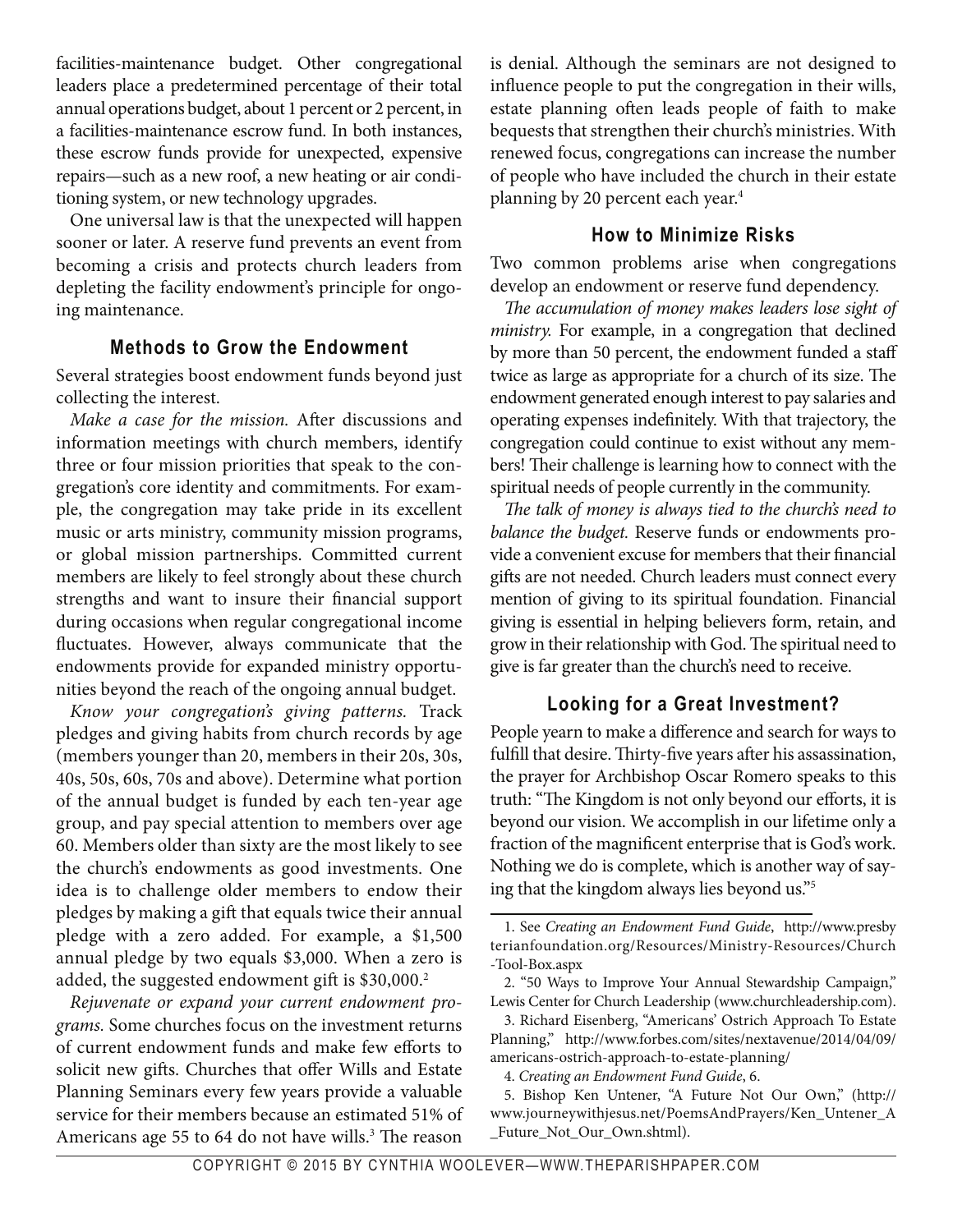facilities-maintenance budget. Other congregational leaders place a predetermined percentage of their total annual operations budget, about 1 percent or 2 percent, in a facilities-maintenance escrow fund. In both instances, these escrow funds provide for unexpected, expensive repairs—such as a new roof, a new heating or air conditioning system, or new technology upgrades.

One universal law is that the unexpected will happen sooner or later. A reserve fund prevents an event from becoming a crisis and protects church leaders from depleting the facility endowment's principle for ongoing maintenance.

### Methods to Grow the Endowment

Several strategies boost endowment funds beyond just collecting the interest.

*Make a case for the mission.* After discussions and information meetings with church members, identify three or four mission priorities that speak to the congregation's core identity and commitments. For example, the congregation may take pride in its excellent music or arts ministry, community mission programs, or global mission partnerships. Committed current members are likely to feel strongly about these church strengths and want to insure their financial support during occasions when regular congregational income fluctuates. However, always communicate that the endowments provide for expanded ministry opportunities beyond the reach of the ongoing annual budget.

*Know your congregation's giving patterns.* Track pledges and giving habits from church records by age (members younger than 20, members in their 20s, 30s, 40s, 50s, 60s, 70s and above). Determine what portion of the annual budget is funded by each ten-year age group, and pay special attention to members over age 60. Members older than sixty are the most likely to see the church's endowments as good investments. One idea is to challenge older members to endow their pledges by making a gift that equals twice their annual pledge with a zero added. For example, a $1,500 annual pledge by two equals $3,000. When a zero is added, the suggested endowment gift is $30,000.[2]

*Rejuvenate or expand your current endowment programs.* Some churches focus on the investment returns of current endowment funds and make few efforts to solicit new gifts. Churches that offer Wills and Estate Planning Seminars every few years provide a valuable service for their members because an estimated 51% of Americans age 55 to 64 do not have wills.[3] The reason is denial. Although the seminars are not designed to influence people to put the congregation in their wills, estate planning often leads people of faith to make bequests that strengthen their church's ministries. With renewed focus, congregations can increase the number of people who have included the church in their estate planning by 20 percent each year.[4]

### How to Minimize Risks

Two common problems arise when congregations develop an endowment or reserve fund dependency.

*The accumulation of money makes leaders lose sight of ministry.* For example, in a congregation that declined by more than 50 percent, the endowment funded a staff twice as large as appropriate for a church of its size. The endowment generated enough interest to pay salaries and operating expenses indefinitely. With that trajectory, the congregation could continue to exist without any members! Their challenge is learning how to connect with the spiritual needs of people currently in the community.

*The talk of money is always tied to the church's need to balance the budget.* Reserve funds or endowments provide a convenient excuse for members that their financial gifts are not needed. Church leaders must connect every mention of giving to its spiritual foundation. Financial giving is essential in helping believers form, retain, and grow in their relationship with God. The spiritual need to give is far greater than the church's need to receive.

### Looking for a Great Investment?

People yearn to make a difference and search for ways to fulfill that desire. Thirty-five years after his assassination, the prayer for Archbishop Oscar Romero speaks to this truth: "The Kingdom is not only beyond our efforts, it is beyond our vision. We accomplish in our lifetime only a fraction of the magnificent enterprise that is God's work. Nothing we do is complete, which is another way of saying that the kingdom always lies beyond us."[5]

---

1. See *Creating an Endowment Fund Guide*, http://www.presbyterianfoundation.org/Resources/Ministry-Resources/Church-Tool-Box.aspx

2. "50 Ways to Improve Your Annual Stewardship Campaign," Lewis Center for Church Leadership (www.churchleadership.com).

3. Richard Eisenberg, "Americans' Ostrich Approach To Estate Planning," http://www.forbes.com/sites/nextavenue/2014/04/09/americans-ostrich-approach-to-estate-planning/

4. *Creating an Endowment Fund Guide*, 6.

5. Bishop Ken Untener, "A Future Not Our Own," (http://www.journeywithjesus.net/PoemsAndPrayers/Ken_Untener_A_Future_Not_Our_Own.shtml).

COPYRIGHT © 2015 BY CYNTHIA WOOLEVER—WWW.THEPARISHPAPER.COM